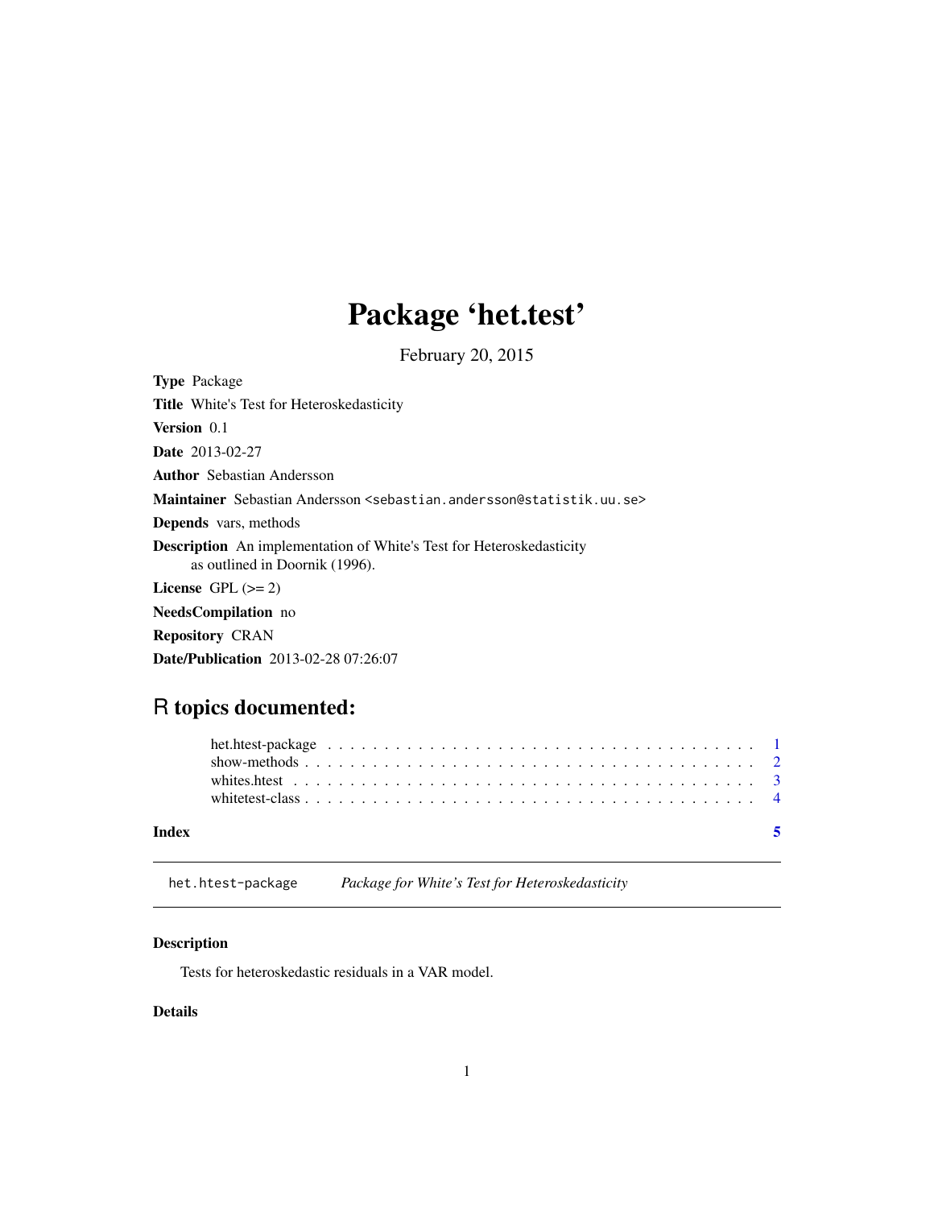# Package 'het.test'

February 20, 2015

**Type** Package

**Title** White's Test for Heteroskedasticity

**Version** 0.1

**Date** 2013-02-27

**Author** Sebastian Andersson

**Maintainer** Sebastian Andersson <sebastian.andersson@statistik.uu.se>

**Depends** vars, methods

**Description** An implementation of White's Test for Heteroskedasticity as outlined in Doornik (1996).

**License** GPL (>= 2)

**NeedsCompilation** no

**Repository** CRAN

**Date/Publication** 2013-02-28 07:26:07

## R topics documented:

- het.htest-package . . . . . . . . . . . . . . . . . . . . . . . . . . . . . . . . . . . . . . 1
- show-methods . . . . . . . . . . . . . . . . . . . . . . . . . . . . . . . . . . . . . . . . 2
- whites.htest . . . . . . . . . . . . . . . . . . . . . . . . . . . . . . . . . . . . . . . . . 3
- whitetest-class . . . . . . . . . . . . . . . . . . . . . . . . . . . . . . . . . . . . . . . . 4

**Index** 5

---

`het.htest-package` *Package for White's Test for Heteroskedasticity*

### Description

Tests for heteroskedastic residuals in a VAR model.

### Details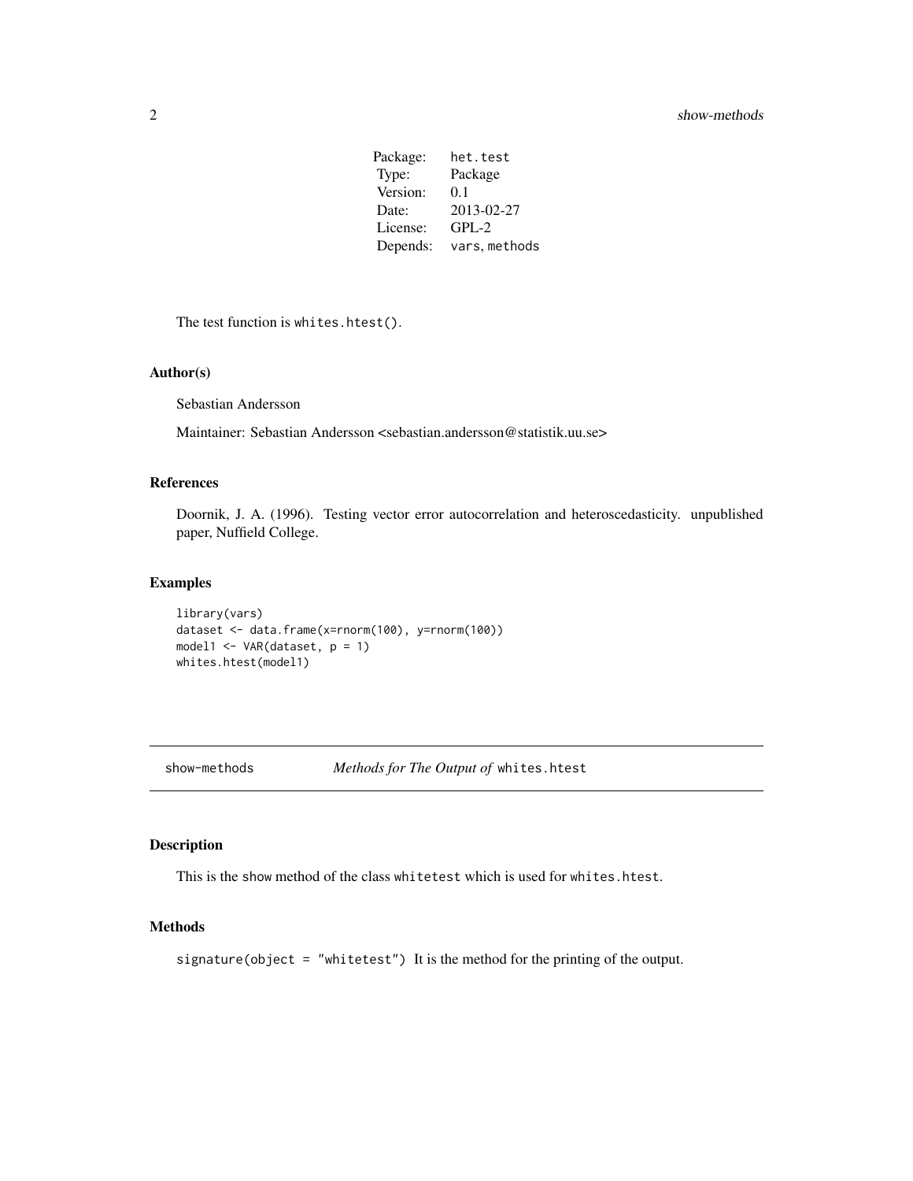| Package: | het.test |
|---|---|
| Type: | Package |
| Version: | 0.1 |
| Date: | 2013-02-27 |
| License: | GPL-2 |
| Depends: | vars, methods |

The test function is `whites.htest()`.

### Author(s)

Sebastian Andersson

Maintainer: Sebastian Andersson <sebastian.andersson@statistik.uu.se>

### References

Doornik, J. A. (1996). Testing vector error autocorrelation and heteroscedasticity. unpublished paper, Nuffield College.

### Examples

```
library(vars)
dataset <- data.frame(x=rnorm(100), y=rnorm(100))
model1 <- VAR(dataset, p = 1)
whites.htest(model1)
```

---

## show-methods *Methods for The Output of* `whites.htest`

---

### Description

This is the show method of the class `whitetest` which is used for `whites.htest`.

### Methods

`signature(object = "whitetest")` It is the method for the printing of the output.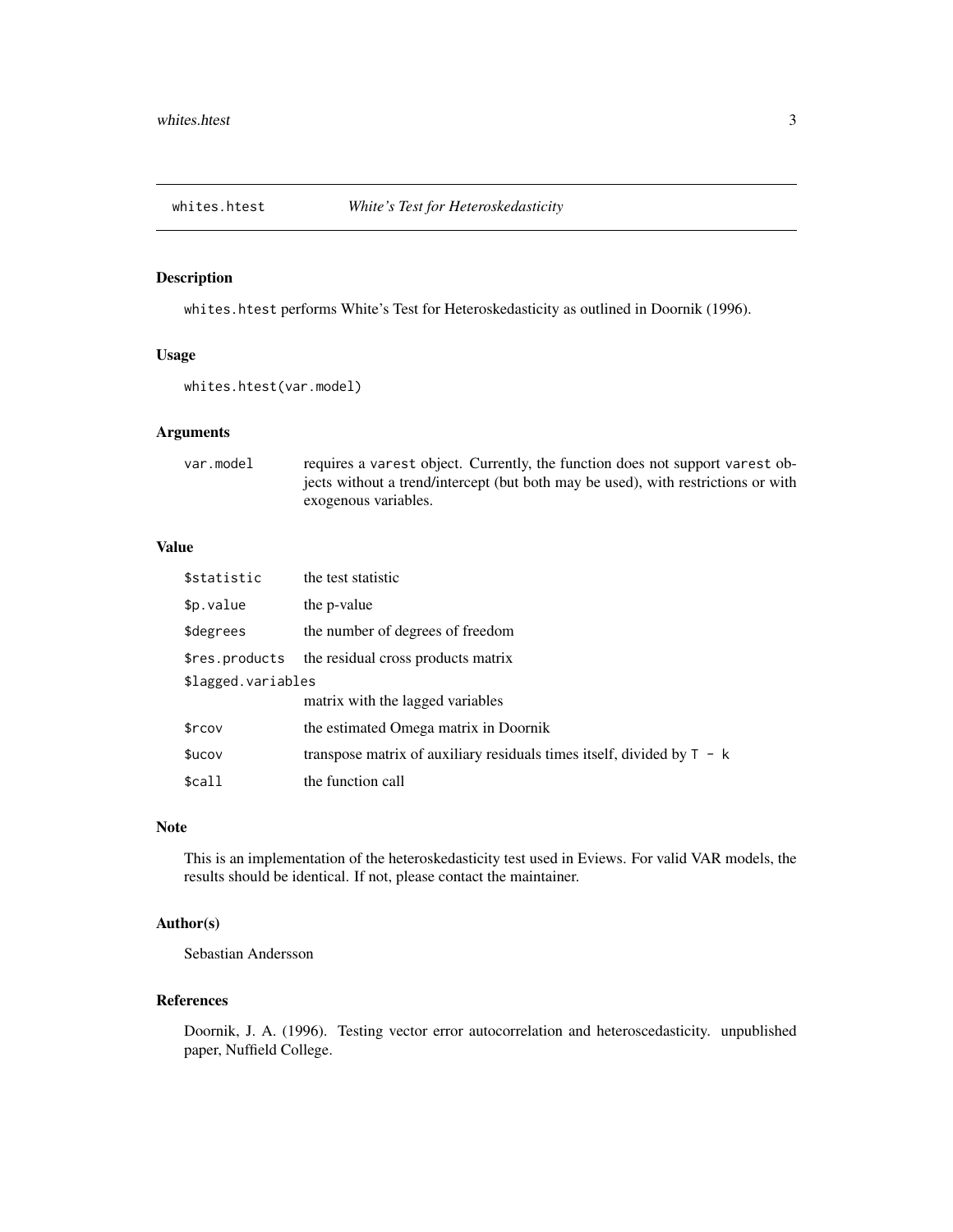# whites.htest — *White's Test for Heteroskedasticity*

## Description

`whites.htest` performs White's Test for Heteroskedasticity as outlined in Doornik (1996).

## Usage

```
whites.htest(var.model)
```

## Arguments

| | |
|---|---|
| `var.model` | requires a `varest` object. Currently, the function does not support `varest` objects without a trend/intercept (but both may be used), with restrictions or with exogenous variables. |

## Value

| | |
|---|---|
| `$statistic` | the test statistic |
| `$p.value` | the p-value |
| `$degrees` | the number of degrees of freedom |
| `$res.products` | the residual cross products matrix |
| `$lagged.variables` | matrix with the lagged variables |
| `$rcov` | the estimated Omega matrix in Doornik |
| `$ucov` | transpose matrix of auxiliary residuals times itself, divided by `T - k` |
| `$call` | the function call |

## Note

This is an implementation of the heteroskedasticity test used in Eviews. For valid VAR models, the results should be identical. If not, please contact the maintainer.

## Author(s)

Sebastian Andersson

## References

Doornik, J. A. (1996). Testing vector error autocorrelation and heteroscedasticity. unpublished paper, Nuffield College.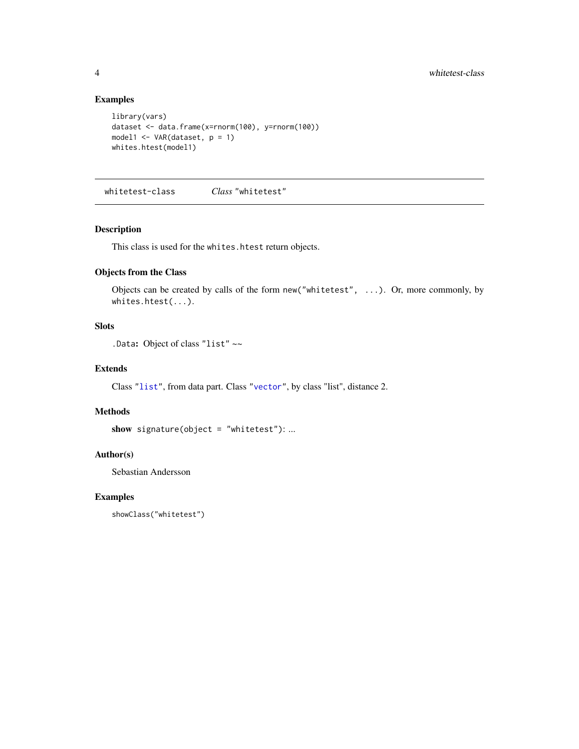### Examples

```
library(vars)
dataset <- data.frame(x=rnorm(100), y=rnorm(100))
model1 <- VAR(dataset, p = 1)
whites.htest(model1)
```

---

## whitetest-class — *Class* "whitetest"

---

### Description

This class is used for the `whites.htest` return objects.

### Objects from the Class

Objects can be created by calls of the form `new("whitetest", ...)`. Or, more commonly, by `whites.htest(...)`.

### Slots

`.Data`: Object of class "`list`" ~~

### Extends

Class "`list`", from data part. Class "`vector`", by class "list", distance 2.

### Methods

**show** `signature(object = "whitetest")`: ...

### Author(s)

Sebastian Andersson

### Examples

```
showClass("whitetest")
```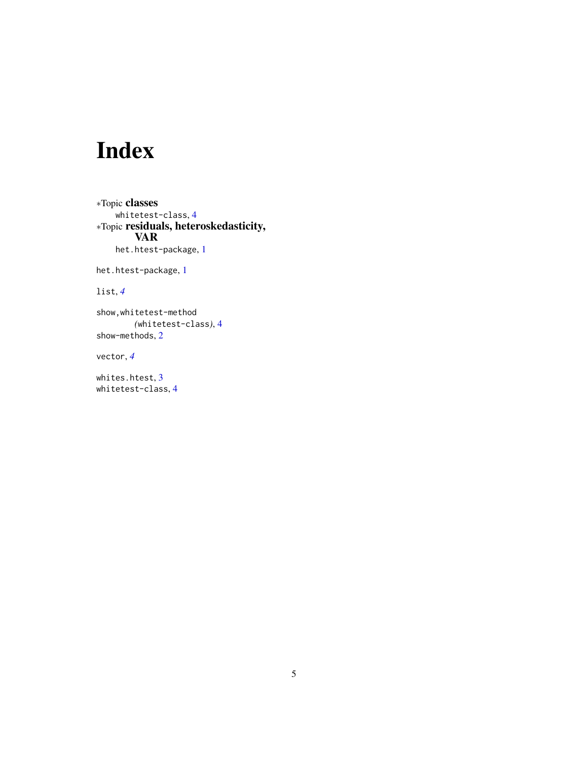# Index

*Topic **classes**
    whitetest-class, 4
*Topic **residuals, heteroskedasticity, VAR**
    het.htest-package, 1

het.htest-package, 1

list, *4*

show,whitetest-method
        (whitetest-class), 4
show-methods, 2

vector, *4*

whites.htest, 3
whitetest-class, 4